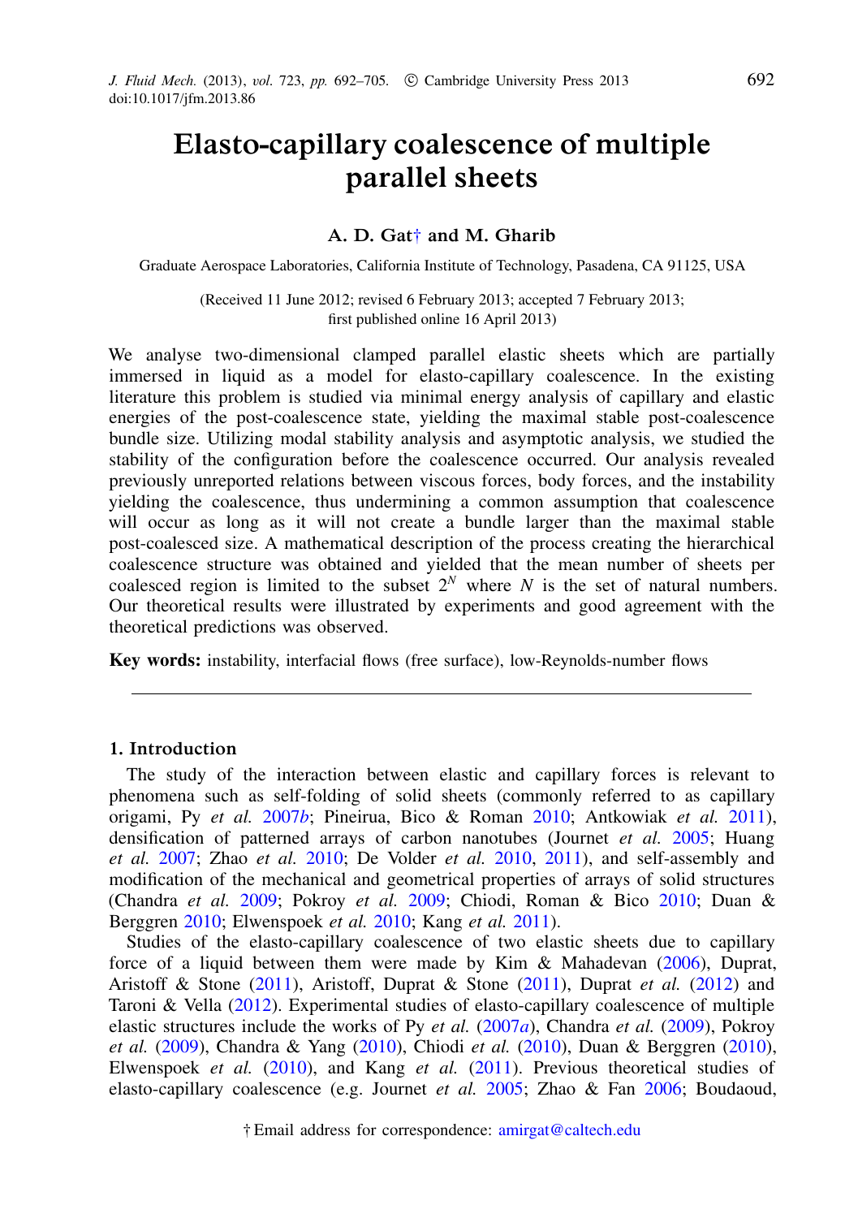# Elasto-capillary coalescence of multiple parallel sheets

**A. D. Gat† and M. Gharib**

Graduate Aerospace Laboratories, California Institute of Technology, Pasadena, CA 91125, USA

(Received 11 June 2012; revised 6 February 2013; accepted 7 February 2013; first published online 16 April 2013)

We analyse two-dimensional clamped parallel elastic sheets which are partially immersed in liquid as a model for elasto-capillary coalescence. In the existing literature this problem is studied via minimal energy analysis of capillary and elastic energies of the post-coalescence state, yielding the maximal stable post-coalescence bundle size. Utilizing modal stability analysis and asymptotic analysis, we studied the stability of the configuration before the coalescence occurred. Our analysis revealed previously unreported relations between viscous forces, body forces, and the instability yielding the coalescence, thus undermining a common assumption that coalescence will occur as long as it will not create a bundle larger than the maximal stable post-coalesced size. A mathematical description of the process creating the hierarchical coalescence structure was obtained and yielded that the mean number of sheets per coalesced region is limited to the subset $2^N$ where $N$ is the set of natural numbers. Our theoretical results were illustrated by experiments and good agreement with the theoretical predictions was observed.

**Key words:** instability, interfacial flows (free surface), low-Reynolds-number flows

---

## 1. Introduction

The study of the interaction between elastic and capillary forces is relevant to phenomena such as self-folding of solid sheets (commonly referred to as capillary origami, Py *et al.* 2007*b*; Pineirua, Bico & Roman 2010; Antkowiak *et al.* 2011), densification of patterned arrays of carbon nanotubes (Journet *et al.* 2005; Huang *et al.* 2007; Zhao *et al.* 2010; De Volder *et al.* 2010, 2011), and self-assembly and modification of the mechanical and geometrical properties of arrays of solid structures (Chandra *et al.* 2009; Pokroy *et al.* 2009; Chiodi, Roman & Bico 2010; Duan & Berggren 2010; Elwenspoek *et al.* 2010; Kang *et al.* 2011).

Studies of the elasto-capillary coalescence of two elastic sheets due to capillary force of a liquid between them were made by Kim & Mahadevan (2006), Duprat, Aristoff & Stone (2011), Aristoff, Duprat & Stone (2011), Duprat *et al.* (2012) and Taroni & Vella (2012). Experimental studies of elasto-capillary coalescence of multiple elastic structures include the works of Py *et al.* (2007*a*), Chandra *et al.* (2009), Pokroy *et al.* (2009), Chandra & Yang (2010), Chiodi *et al.* (2010), Duan & Berggren (2010), Elwenspoek *et al.* (2010), and Kang *et al.* (2011). Previous theoretical studies of elasto-capillary coalescence (e.g. Journet *et al.* 2005; Zhao & Fan 2006; Boudaoud,

† Email address for correspondence: amirgat@caltech.edu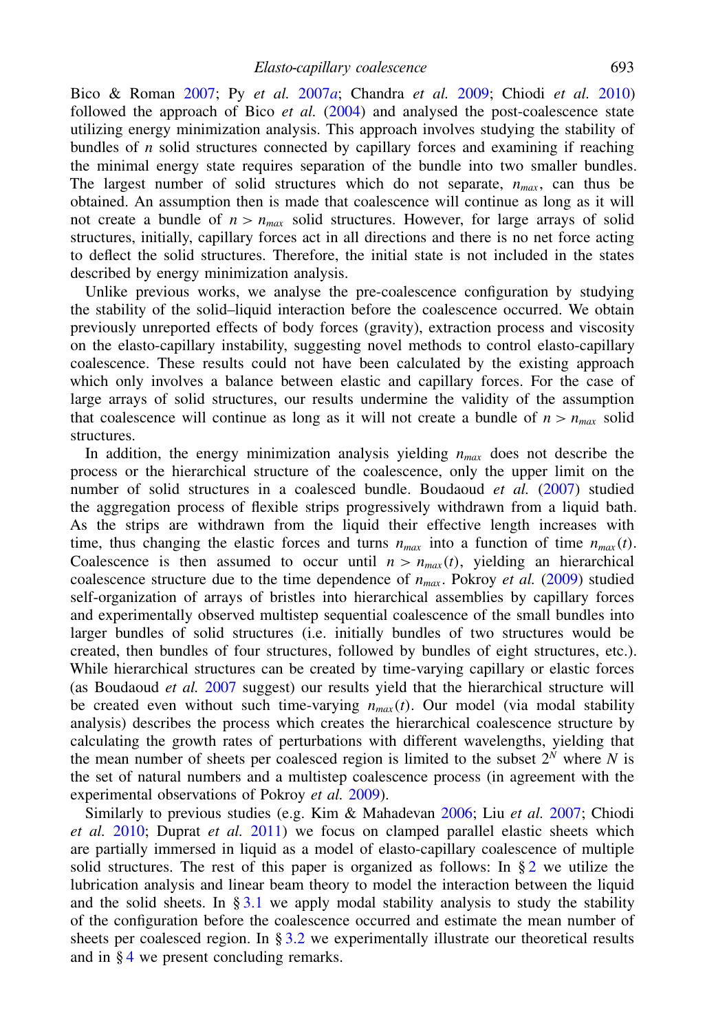Bico & Roman 2007; Py *et al.* 2007*a*; Chandra *et al.* 2009; Chiodi *et al.* 2010) followed the approach of Bico *et al.* (2004) and analysed the post-coalescence state utilizing energy minimization analysis. This approach involves studying the stability of bundles of $n$ solid structures connected by capillary forces and examining if reaching the minimal energy state requires separation of the bundle into two smaller bundles. The largest number of solid structures which do not separate, $n_{max}$, can thus be obtained. An assumption then is made that coalescence will continue as long as it will not create a bundle of $n > n_{max}$ solid structures. However, for large arrays of solid structures, initially, capillary forces act in all directions and there is no net force acting to deflect the solid structures. Therefore, the initial state is not included in the states described by energy minimization analysis.

Unlike previous works, we analyse the pre-coalescence configuration by studying the stability of the solid–liquid interaction before the coalescence occurred. We obtain previously unreported effects of body forces (gravity), extraction process and viscosity on the elasto-capillary instability, suggesting novel methods to control elasto-capillary coalescence. These results could not have been calculated by the existing approach which only involves a balance between elastic and capillary forces. For the case of large arrays of solid structures, our results undermine the validity of the assumption that coalescence will continue as long as it will not create a bundle of $n > n_{max}$ solid structures.

In addition, the energy minimization analysis yielding $n_{max}$ does not describe the process or the hierarchical structure of the coalescence, only the upper limit on the number of solid structures in a coalesced bundle. Boudaoud *et al.* (2007) studied the aggregation process of flexible strips progressively withdrawn from a liquid bath. As the strips are withdrawn from the liquid their effective length increases with time, thus changing the elastic forces and turns $n_{max}$ into a function of time $n_{max}(t)$. Coalescence is then assumed to occur until $n > n_{max}(t)$, yielding an hierarchical coalescence structure due to the time dependence of $n_{max}$. Pokroy *et al.* (2009) studied self-organization of arrays of bristles into hierarchical assemblies by capillary forces and experimentally observed multistep sequential coalescence of the small bundles into larger bundles of solid structures (i.e. initially bundles of two structures would be created, then bundles of four structures, followed by bundles of eight structures, etc.). While hierarchical structures can be created by time-varying capillary or elastic forces (as Boudaoud *et al.* 2007 suggest) our results yield that the hierarchical structure will be created even without such time-varying $n_{max}(t)$. Our model (via modal stability analysis) describes the process which creates the hierarchical coalescence structure by calculating the growth rates of perturbations with different wavelengths, yielding that the mean number of sheets per coalesced region is limited to the subset $2^N$ where $N$ is the set of natural numbers and a multistep coalescence process (in agreement with the experimental observations of Pokroy *et al.* 2009).

Similarly to previous studies (e.g. Kim & Mahadevan 2006; Liu *et al.* 2007; Chiodi *et al.* 2010; Duprat *et al.* 2011) we focus on clamped parallel elastic sheets which are partially immersed in liquid as a model of elasto-capillary coalescence of multiple solid structures. The rest of this paper is organized as follows: In § 2 we utilize the lubrication analysis and linear beam theory to model the interaction between the liquid and the solid sheets. In § 3.1 we apply modal stability analysis to study the stability of the configuration before the coalescence occurred and estimate the mean number of sheets per coalesced region. In § 3.2 we experimentally illustrate our theoretical results and in § 4 we present concluding remarks.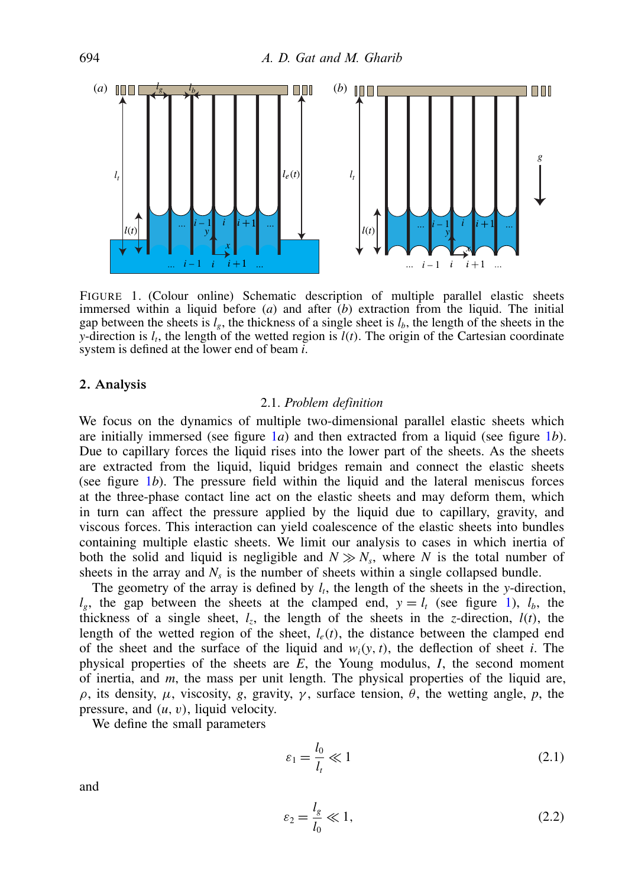FIGURE 1. (Colour online) Schematic description of multiple parallel elastic sheets immersed within a liquid before (*a*) and after (*b*) extraction from the liquid. The initial gap between the sheets is $l_g$, the thickness of a single sheet is $l_b$, the length of the sheets in the $y$-direction is $l_t$, the length of the wetted region is $l(t)$. The origin of the Cartesian coordinate system is defined at the lower end of beam $i$.

## 2. Analysis

### 2.1. *Problem definition*

We focus on the dynamics of multiple two-dimensional parallel elastic sheets which are initially immersed (see figure 1*a*) and then extracted from a liquid (see figure 1*b*). Due to capillary forces the liquid rises into the lower part of the sheets. As the sheets are extracted from the liquid, liquid bridges remain and connect the elastic sheets (see figure 1*b*). The pressure field within the liquid and the lateral meniscus forces at the three-phase contact line act on the elastic sheets and may deform them, which in turn can affect the pressure applied by the liquid due to capillary, gravity, and viscous forces. This interaction can yield coalescence of the elastic sheets into bundles containing multiple elastic sheets. We limit our analysis to cases in which inertia of both the solid and liquid is negligible and $N \gg N_s$, where $N$ is the total number of sheets in the array and $N_s$ is the number of sheets within a single collapsed bundle.

The geometry of the array is defined by $l_t$, the length of the sheets in the $y$-direction, $l_g$, the gap between the sheets at the clamped end, $y = l_t$ (see figure 1), $l_b$, the thickness of a single sheet, $l_z$, the length of the sheets in the $z$-direction, $l(t)$, the length of the wetted region of the sheet, $l_e(t)$, the distance between the clamped end of the sheet and the surface of the liquid and $w_i(y, t)$, the deflection of sheet $i$. The physical properties of the sheets are $E$, the Young modulus, $I$, the second moment of inertia, and $m$, the mass per unit length. The physical properties of the liquid are, $\rho$, its density, $\mu$, viscosity, $g$, gravity, $\gamma$, surface tension, $\theta$, the wetting angle, $p$, the pressure, and $(u, v)$, liquid velocity.

We define the small parameters

$$\varepsilon_1 = \frac{l_0}{l_t} \ll 1 \tag{2.1}$$

and

$$\varepsilon_2 = \frac{l_g}{l_0} \ll 1, \tag{2.2}$$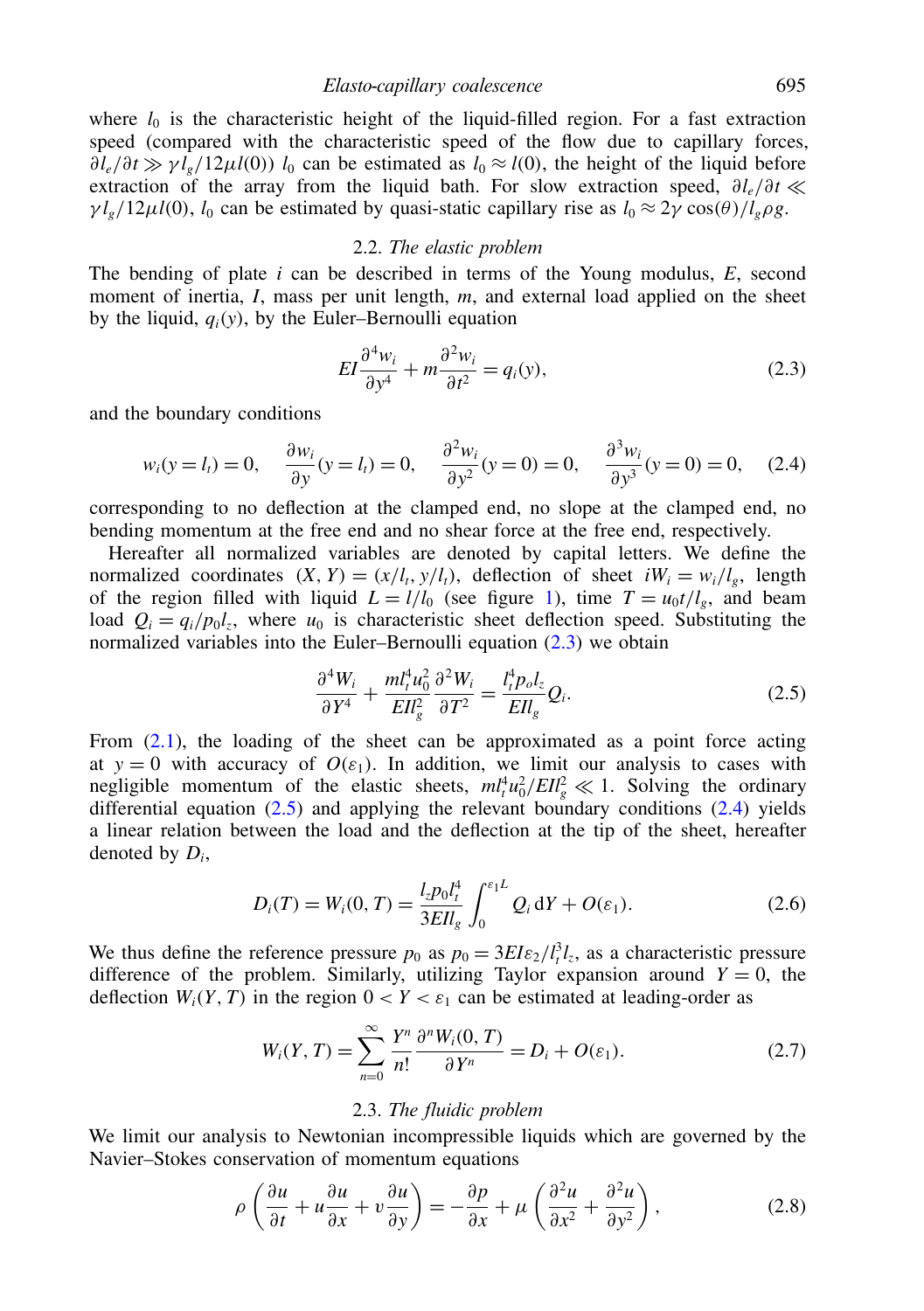where $l_0$ is the characteristic height of the liquid-filled region. For a fast extraction speed (compared with the characteristic speed of the flow due to capillary forces, $\partial l_e/\partial t \gg \gamma l_g/12\mu l(0)$) $l_0$ can be estimated as $l_0 \approx l(0)$, the height of the liquid before extraction of the array from the liquid bath. For slow extraction speed, $\partial l_e/\partial t \ll \gamma l_g/12\mu l(0)$, $l_0$ can be estimated by quasi-static capillary rise as $l_0 \approx 2\gamma \cos(\theta)/l_g \rho g$.

### 2.2. *The elastic problem*

The bending of plate $i$ can be described in terms of the Young modulus, $E$, second moment of inertia, $I$, mass per unit length, $m$, and external load applied on the sheet by the liquid, $q_i(y)$, by the Euler–Bernoulli equation

$$EI\frac{\partial^4 w_i}{\partial y^4} + m\frac{\partial^2 w_i}{\partial t^2} = q_i(y), \tag{2.3}$$

and the boundary conditions

$$w_i(y = l_t) = 0, \quad \frac{\partial w_i}{\partial y}(y = l_t) = 0, \quad \frac{\partial^2 w_i}{\partial y^2}(y = 0) = 0, \quad \frac{\partial^3 w_i}{\partial y^3}(y = 0) = 0, \tag{2.4}$$

corresponding to no deflection at the clamped end, no slope at the clamped end, no bending momentum at the free end and no shear force at the free end, respectively.

Hereafter all normalized variables are denoted by capital letters. We define the normalized coordinates $(X, Y) = (x/l_t, y/l_t)$, deflection of sheet $iW_i = w_i/l_g$, length of the region filled with liquid $L = l/l_0$ (see figure 1), time $T = u_0 t/l_g$, and beam load $Q_i = q_i/p_0 l_z$, where $u_0$ is characteristic sheet deflection speed. Substituting the normalized variables into the Euler–Bernoulli equation (2.3) we obtain

$$\frac{\partial^4 W_i}{\partial Y^4} + \frac{m l_t^4 u_0^2}{E I l_g^2}\frac{\partial^2 W_i}{\partial T^2} = \frac{l_t^4 p_o l_z}{E I l_g} Q_i. \tag{2.5}$$

From (2.1), the loading of the sheet can be approximated as a point force acting at $y = 0$ with accuracy of $O(\varepsilon_1)$. In addition, we limit our analysis to cases with negligible momentum of the elastic sheets, $m l_t^4 u_0^2/E I l_g^2 \ll 1$. Solving the ordinary differential equation (2.5) and applying the relevant boundary conditions (2.4) yields a linear relation between the load and the deflection at the tip of the sheet, hereafter denoted by $D_i$,

$$D_i(T) = W_i(0, T) = \frac{l_z p_0 l_t^4}{3 E I l_g}\int_0^{\varepsilon_1 L} Q_i \, \mathrm{d}Y + O(\varepsilon_1). \tag{2.6}$$

We thus define the reference pressure $p_0$ as $p_0 = 3EI\varepsilon_2/l_t^3 l_z$, as a characteristic pressure difference of the problem. Similarly, utilizing Taylor expansion around $Y = 0$, the deflection $W_i(Y, T)$ in the region $0 < Y < \varepsilon_1$ can be estimated at leading-order as

$$W_i(Y, T) = \sum_{n=0}^{\infty} \frac{Y^n}{n!}\frac{\partial^n W_i(0, T)}{\partial Y^n} = D_i + O(\varepsilon_1). \tag{2.7}$$

### 2.3. *The fluidic problem*

We limit our analysis to Newtonian incompressible liquids which are governed by the Navier–Stokes conservation of momentum equations

$$\rho\left(\frac{\partial u}{\partial t} + u\frac{\partial u}{\partial x} + v\frac{\partial u}{\partial y}\right) = -\frac{\partial p}{\partial x} + \mu\left(\frac{\partial^2 u}{\partial x^2} + \frac{\partial^2 u}{\partial y^2}\right), \tag{2.8}$$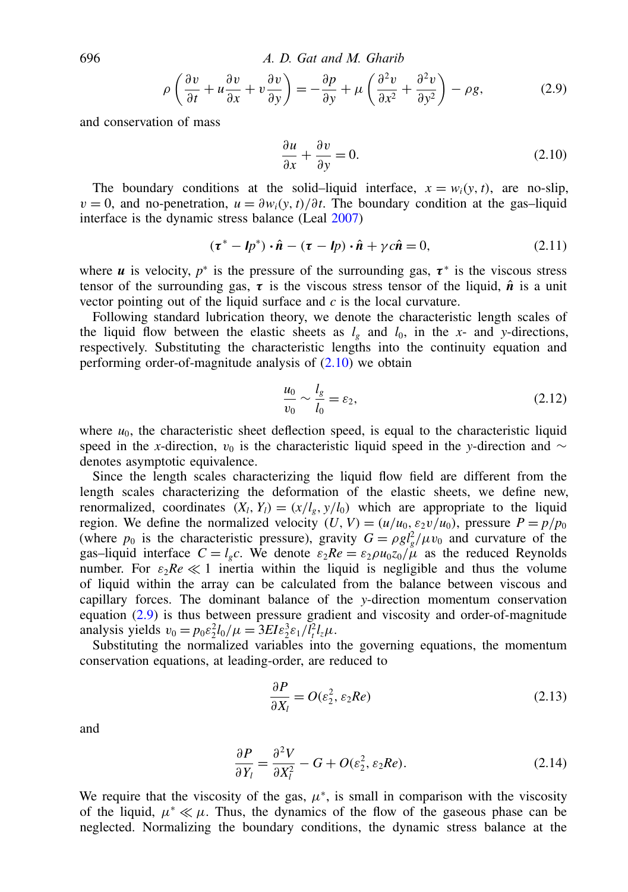$$\rho \left( \frac{\partial v}{\partial t} + u \frac{\partial v}{\partial x} + v \frac{\partial v}{\partial y} \right) = -\frac{\partial p}{\partial y} + \mu \left( \frac{\partial^2 v}{\partial x^2} + \frac{\partial^2 v}{\partial y^2} \right) - \rho g, \tag{2.9}$$

and conservation of mass

$$\frac{\partial u}{\partial x} + \frac{\partial v}{\partial y} = 0. \tag{2.10}$$

The boundary conditions at the solid–liquid interface, $x = w_i(y, t)$, are no-slip, $v = 0$, and no-penetration, $u = \partial w_i(y, t)/\partial t$. The boundary condition at the gas–liquid interface is the dynamic stress balance (Leal 2007)

$$(\boldsymbol{\tau}^* - \boldsymbol{I}p^*) \cdot \hat{\boldsymbol{n}} - (\boldsymbol{\tau} - \boldsymbol{I}p) \cdot \hat{\boldsymbol{n}} + \gamma c \hat{\boldsymbol{n}} = 0, \tag{2.11}$$

where $\boldsymbol{u}$ is velocity, $p^*$ is the pressure of the surrounding gas, $\boldsymbol{\tau}^*$ is the viscous stress tensor of the surrounding gas, $\boldsymbol{\tau}$ is the viscous stress tensor of the liquid, $\hat{\boldsymbol{n}}$ is a unit vector pointing out of the liquid surface and $c$ is the local curvature.

Following standard lubrication theory, we denote the characteristic length scales of the liquid flow between the elastic sheets as $l_g$ and $l_0$, in the $x$- and $y$-directions, respectively. Substituting the characteristic lengths into the continuity equation and performing order-of-magnitude analysis of (2.10) we obtain

$$\frac{u_0}{v_0} \sim \frac{l_g}{l_0} = \varepsilon_2, \tag{2.12}$$

where $u_0$, the characteristic sheet deflection speed, is equal to the characteristic liquid speed in the $x$-direction, $v_0$ is the characteristic liquid speed in the $y$-direction and $\sim$ denotes asymptotic equivalence.

Since the length scales characterizing the liquid flow field are different from the length scales characterizing the deformation of the elastic sheets, we define new, renormalized, coordinates $(X_l, Y_l) = (x/l_g, y/l_0)$ which are appropriate to the liquid region. We define the normalized velocity $(U, V) = (u/u_0, \varepsilon_2 v/u_0)$, pressure $P = p/p_0$ (where $p_0$ is the characteristic pressure), gravity $G = \rho g l_g^2/\mu v_0$ and curvature of the gas–liquid interface $C = l_g c$. We denote $\varepsilon_2 Re = \varepsilon_2 \rho u_0 z_0/\mu$ as the reduced Reynolds number. For $\varepsilon_2 Re \ll 1$ inertia within the liquid is negligible and thus the volume of liquid within the array can be calculated from the balance between viscous and capillary forces. The dominant balance of the $y$-direction momentum conservation equation (2.9) is thus between pressure gradient and viscosity and order-of-magnitude analysis yields $v_0 = p_0 \varepsilon_2^2 l_0/\mu = 3EI\varepsilon_2^3 \varepsilon_1/l_t^2 l_z \mu$.

Substituting the normalized variables into the governing equations, the momentum conservation equations, at leading-order, are reduced to

$$\frac{\partial P}{\partial X_l} = O(\varepsilon_2^2, \varepsilon_2 Re) \tag{2.13}$$

and

$$\frac{\partial P}{\partial Y_l} = \frac{\partial^2 V}{\partial X_l^2} - G + O(\varepsilon_2^2, \varepsilon_2 Re). \tag{2.14}$$

We require that the viscosity of the gas, $\mu^*$, is small in comparison with the viscosity of the liquid, $\mu^* \ll \mu$. Thus, the dynamics of the flow of the gaseous phase can be neglected. Normalizing the boundary conditions, the dynamic stress balance at the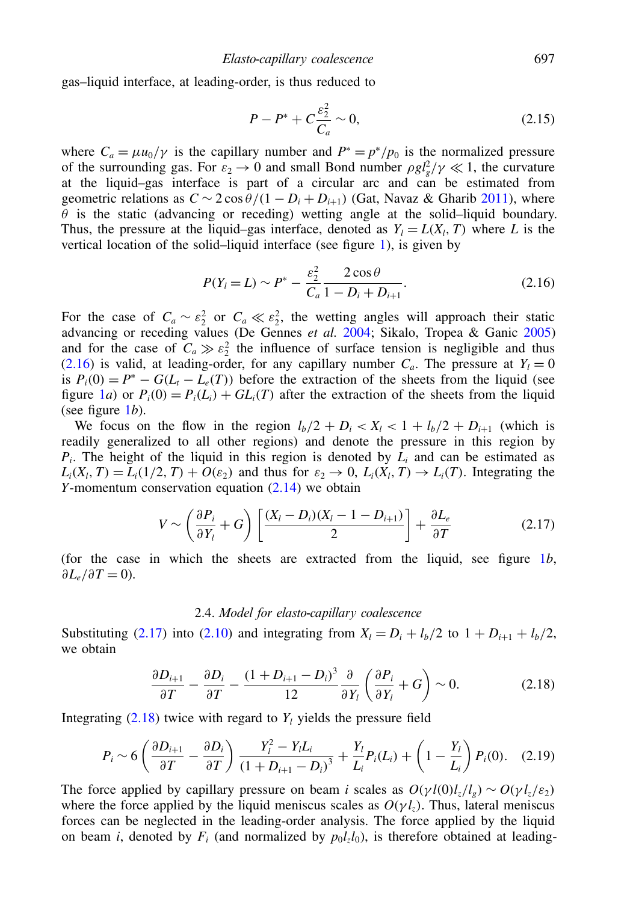gas–liquid interface, at leading-order, is thus reduced to

$$P - P^* + C\frac{\varepsilon_2^2}{C_a} \sim 0, \tag{2.15}$$

where $C_a = \mu u_0/\gamma$ is the capillary number and $P^* = p^*/p_0$ is the normalized pressure of the surrounding gas. For $\varepsilon_2 \to 0$ and small Bond number $\rho g l_g^2/\gamma \ll 1$, the curvature at the liquid–gas interface is part of a circular arc and can be estimated from geometric relations as $C \sim 2\cos\theta/(1 - D_i + D_{i+1})$ (Gat, Navaz & Gharib 2011), where $\theta$ is the static (advancing or receding) wetting angle at the solid–liquid boundary. Thus, the pressure at the liquid–gas interface, denoted as $Y_l = L(X_l, T)$ where $L$ is the vertical location of the solid–liquid interface (see figure 1), is given by

$$P(Y_l = L) \sim P^* - \frac{\varepsilon_2^2}{C_a}\frac{2\cos\theta}{1 - D_i + D_{i+1}}. \tag{2.16}$$

For the case of $C_a \sim \varepsilon_2^2$ or $C_a \ll \varepsilon_2^2$, the wetting angles will approach their static advancing or receding values (De Gennes *et al.* 2004; Sikalo, Tropea & Ganic 2005) and for the case of $C_a \gg \varepsilon_2^2$ the influence of surface tension is negligible and thus (2.16) is valid, at leading-order, for any capillary number $C_a$. The pressure at $Y_l = 0$ is $P_i(0) = P^* - G(L_t - L_e(T))$ before the extraction of the sheets from the liquid (see figure 1*a*) or $P_i(0) = P_i(L_i) + GL_i(T)$ after the extraction of the sheets from the liquid (see figure 1*b*).

We focus on the flow in the region $l_b/2 + D_i < X_l < 1 + l_b/2 + D_{i+1}$ (which is readily generalized to all other regions) and denote the pressure in this region by $P_i$. The height of the liquid in this region is denoted by $L_i$ and can be estimated as $L_i(X_l, T) = L_i(1/2, T) + O(\varepsilon_2)$ and thus for $\varepsilon_2 \to 0$, $L_i(X_l, T) \to L_i(T)$. Integrating the $Y$-momentum conservation equation (2.14) we obtain

$$V \sim \left(\frac{\partial P_i}{\partial Y_l} + G\right)\left[\frac{(X_l - D_i)(X_l - 1 - D_{i+1})}{2}\right] + \frac{\partial L_e}{\partial T} \tag{2.17}$$

(for the case in which the sheets are extracted from the liquid, see figure 1*b*, $\partial L_e/\partial T = 0$).

### 2.4. *Model for elasto-capillary coalescence*

Substituting (2.17) into (2.10) and integrating from $X_l = D_i + l_b/2$ to $1 + D_{i+1} + l_b/2$, we obtain

$$\frac{\partial D_{i+1}}{\partial T} - \frac{\partial D_i}{\partial T} - \frac{(1 + D_{i+1} - D_i)^3}{12}\frac{\partial}{\partial Y_l}\left(\frac{\partial P_i}{\partial Y_l} + G\right) \sim 0. \tag{2.18}$$

Integrating (2.18) twice with regard to $Y_l$ yields the pressure field

$$P_i \sim 6\left(\frac{\partial D_{i+1}}{\partial T} - \frac{\partial D_i}{\partial T}\right)\frac{Y_l^2 - Y_l L_i}{(1 + D_{i+1} - D_i)^3} + \frac{Y_l}{L_i}P_i(L_i) + \left(1 - \frac{Y_l}{L_i}\right)P_i(0). \tag{2.19}$$

The force applied by capillary pressure on beam $i$ scales as $O(\gamma l(0) l_z/l_g) \sim O(\gamma l_z/\varepsilon_2)$ where the force applied by the liquid meniscus scales as $O(\gamma l_z)$. Thus, lateral meniscus forces can be neglected in the leading-order analysis. The force applied by the liquid on beam $i$, denoted by $F_i$ (and normalized by $p_0 l_z l_0$), is therefore obtained at leading-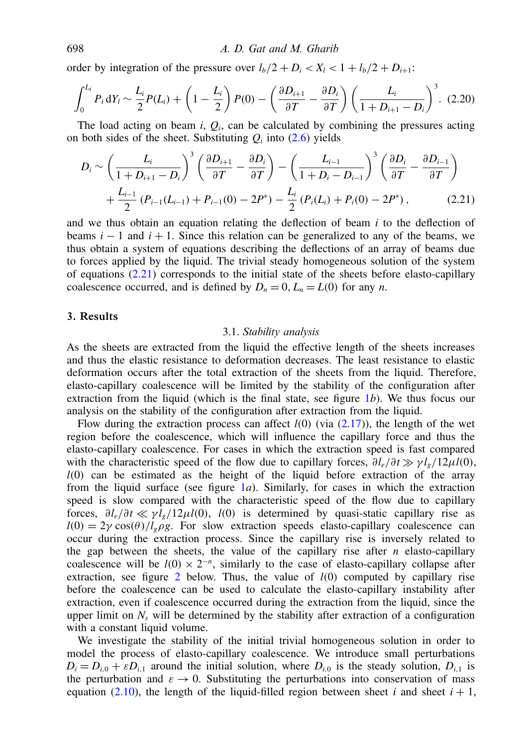order by integration of the pressure over $l_b/2 + D_i < X_l < 1 + l_b/2 + D_{i+1}$:

$$\int_0^{L_i} P_i \, \mathrm{d}Y_l \sim \frac{L_i}{2} P(L_i) + \left(1 - \frac{L_i}{2}\right) P(0) - \left(\frac{\partial D_{i+1}}{\partial T} - \frac{\partial D_i}{\partial T}\right) \left(\frac{L_i}{1 + D_{i+1} - D_i}\right)^3 . \quad (2.20)$$

The load acting on beam $i$, $Q_i$, can be calculated by combining the pressures acting on both sides of the sheet. Substituting $Q_i$ into (2.6) yields

$$\begin{aligned} D_i \sim & \left(\frac{L_i}{1 + D_{i+1} - D_i}\right)^3 \left(\frac{\partial D_{i+1}}{\partial T} - \frac{\partial D_i}{\partial T}\right) - \left(\frac{L_{i-1}}{1 + D_i - D_{i-1}}\right)^3 \left(\frac{\partial D_i}{\partial T} - \frac{\partial D_{i-1}}{\partial T}\right) \\ & + \frac{L_{i-1}}{2} \left(P_{i-1}(L_{i-1}) + P_{i-1}(0) - 2P^*\right) - \frac{L_i}{2} \left(P_i(L_i) + P_i(0) - 2P^*\right), \end{aligned} \quad (2.21)$$

and we thus obtain an equation relating the deflection of beam $i$ to the deflection of beams $i-1$ and $i+1$. Since this relation can be generalized to any of the beams, we thus obtain a system of equations describing the deflections of an array of beams due to forces applied by the liquid. The trivial steady homogeneous solution of the system of equations (2.21) corresponds to the initial state of the sheets before elasto-capillary coalescence occurred, and is defined by $D_n = 0, L_n = L(0)$ for any $n$.

## 3. Results

### 3.1. *Stability analysis*

As the sheets are extracted from the liquid the effective length of the sheets increases and thus the elastic resistance to deformation decreases. The least resistance to elastic deformation occurs after the total extraction of the sheets from the liquid. Therefore, elasto-capillary coalescence will be limited by the stability of the configuration after extraction from the liquid (which is the final state, see figure 1*b*). We thus focus our analysis on the stability of the configuration after extraction from the liquid.

Flow during the extraction process can affect $l(0)$ (via (2.17)), the length of the wet region before the coalescence, which will influence the capillary force and thus the elasto-capillary coalescence. For cases in which the extraction speed is fast compared with the characteristic speed of the flow due to capillary forces, $\partial l_e/\partial t \gg \gamma l_g/12\mu l(0)$, $l(0)$ can be estimated as the height of the liquid before extraction of the array from the liquid surface (see figure 1*a*). Similarly, for cases in which the extraction speed is slow compared with the characteristic speed of the flow due to capillary forces, $\partial l_e/\partial t \ll \gamma l_g/12\mu l(0)$, $l(0)$ is determined by quasi-static capillary rise as $l(0) = 2\gamma \cos(\theta)/l_g \rho g$. For slow extraction speeds elasto-capillary coalescence can occur during the extraction process. Since the capillary rise is inversely related to the gap between the sheets, the value of the capillary rise after $n$ elasto-capillary coalescence will be $l(0) \times 2^{-n}$, similarly to the case of elasto-capillary collapse after extraction, see figure 2 below. Thus, the value of $l(0)$ computed by capillary rise before the coalescence can be used to calculate the elasto-capillary instability after extraction, even if coalescence occurred during the extraction from the liquid, since the upper limit on $N_s$ will be determined by the stability after extraction of a configuration with a constant liquid volume.

We investigate the stability of the initial trivial homogeneous solution in order to model the process of elasto-capillary coalescence. We introduce small perturbations $D_i = D_{i,0} + \varepsilon D_{i,1}$ around the initial solution, where $D_{i,0}$ is the steady solution, $D_{i,1}$ is the perturbation and $\varepsilon \to 0$. Substituting the perturbations into conservation of mass equation (2.10), the length of the liquid-filled region between sheet $i$ and sheet $i+1$,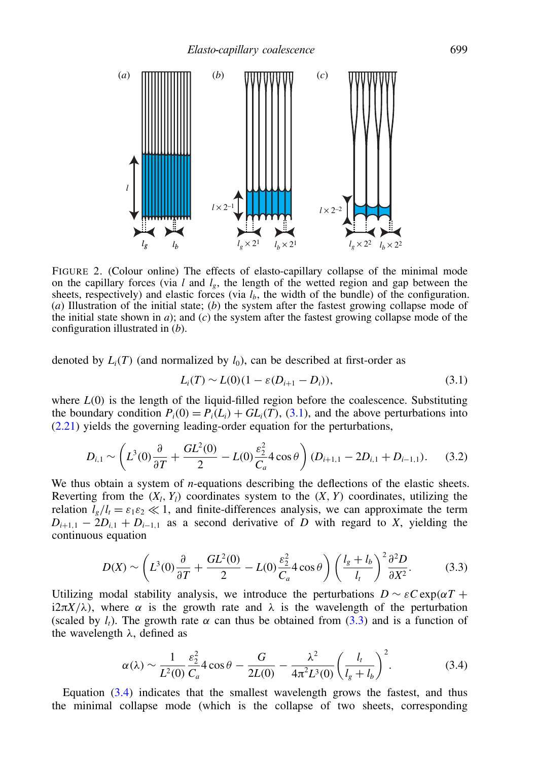FIGURE 2. (Colour online) The effects of elasto-capillary collapse of the minimal mode on the capillary forces (via $l$ and $l_g$, the length of the wetted region and gap between the sheets, respectively) and elastic forces (via $l_b$, the width of the bundle) of the configuration. (*a*) Illustration of the initial state; (*b*) the system after the fastest growing collapse mode of the initial state shown in *a*); and (*c*) the system after the fastest growing collapse mode of the configuration illustrated in (*b*).

denoted by $L_i(T)$ (and normalized by $l_0$), can be described at first-order as

$$L_i(T) \sim L(0)(1 - \varepsilon(D_{i+1} - D_i)), \tag{3.1}$$

where $L(0)$ is the length of the liquid-filled region before the coalescence. Substituting the boundary condition $P_i(0) = P_i(L_i) + GL_i(T)$, (3.1), and the above perturbations into (2.21) yields the governing leading-order equation for the perturbations,

$$D_{i,1} \sim \left( L^3(0)\frac{\partial}{\partial T} + \frac{GL^2(0)}{2} - L(0)\frac{\varepsilon_2^2}{C_a} 4\cos\theta \right)(D_{i+1,1} - 2D_{i,1} + D_{i-1,1}). \tag{3.2}$$

We thus obtain a system of $n$-equations describing the deflections of the elastic sheets. Reverting from the $(X_l, Y_l)$ coordinates system to the $(X, Y)$ coordinates, utilizing the relation $l_g/l_t = \varepsilon_1\varepsilon_2 \ll 1$, and finite-differences analysis, we can approximate the term $D_{i+1,1} - 2D_{i,1} + D_{i-1,1}$ as a second derivative of $D$ with regard to $X$, yielding the continuous equation

$$D(X) \sim \left( L^3(0)\frac{\partial}{\partial T} + \frac{GL^2(0)}{2} - L(0)\frac{\varepsilon_2^2}{C_a} 4\cos\theta \right)\left(\frac{l_g + l_b}{l_t}\right)^2 \frac{\partial^2 D}{\partial X^2}. \tag{3.3}$$

Utilizing modal stability analysis, we introduce the perturbations $D \sim \varepsilon C \exp(\alpha T + \mathrm{i}2\pi X/\lambda)$, where $\alpha$ is the growth rate and $\lambda$ is the wavelength of the perturbation (scaled by $l_t$). The growth rate $\alpha$ can thus be obtained from (3.3) and is a function of the wavelength $\lambda$, defined as

$$\alpha(\lambda) \sim \frac{1}{L^2(0)}\frac{\varepsilon_2^2}{C_a} 4\cos\theta - \frac{G}{2L(0)} - \frac{\lambda^2}{4\pi^2 L^3(0)}\left(\frac{l_t}{l_g + l_b}\right)^2. \tag{3.4}$$

Equation (3.4) indicates that the smallest wavelength grows the fastest, and thus the minimal collapse mode (which is the collapse of two sheets, corresponding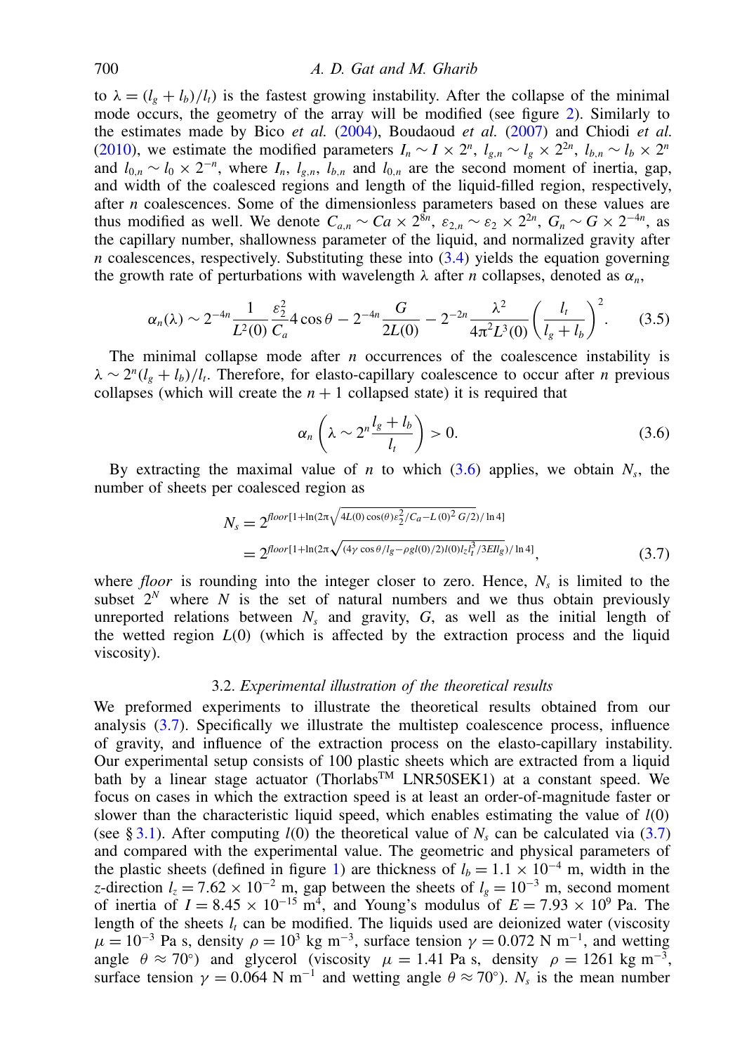to $\lambda = (l_g + l_b)/l_t$) is the fastest growing instability. After the collapse of the minimal mode occurs, the geometry of the array will be modified (see figure 2). Similarly to the estimates made by Bico *et al.* (2004), Boudaoud *et al.* (2007) and Chiodi *et al.* (2010), we estimate the modified parameters $I_n \sim I \times 2^n$, $l_{g,n} \sim l_g \times 2^{2n}$, $l_{b,n} \sim l_b \times 2^n$ and $l_{0,n} \sim l_0 \times 2^{-n}$, where $I_n$, $l_{g,n}$, $l_{b,n}$ and $l_{0,n}$ are the second moment of inertia, gap, and width of the coalesced regions and length of the liquid-filled region, respectively, after $n$ coalescences. Some of the dimensionless parameters based on these values are thus modified as well. We denote $C_{a,n} \sim Ca \times 2^{8n}$, $\varepsilon_{2,n} \sim \varepsilon_2 \times 2^{2n}$, $G_n \sim G \times 2^{-4n}$, as the capillary number, shallowness parameter of the liquid, and normalized gravity after $n$ coalescences, respectively. Substituting these into (3.4) yields the equation governing the growth rate of perturbations with wavelength $\lambda$ after $n$ collapses, denoted as $\alpha_n$,

$$\alpha_n(\lambda) \sim 2^{-4n}\frac{1}{L^2(0)}\frac{\varepsilon_2^2}{C_a}4\cos\theta - 2^{-4n}\frac{G}{2L(0)} - 2^{-2n}\frac{\lambda^2}{4\pi^2 L^3(0)}\left(\frac{l_t}{l_g + l_b}\right)^2. \tag{3.5}$$

The minimal collapse mode after $n$ occurrences of the coalescence instability is $\lambda \sim 2^n(l_g + l_b)/l_t$. Therefore, for elasto-capillary coalescence to occur after $n$ previous collapses (which will create the $n+1$ collapsed state) it is required that

$$\alpha_n\left(\lambda \sim 2^n\frac{l_g + l_b}{l_t}\right) > 0. \tag{3.6}$$

By extracting the maximal value of $n$ to which (3.6) applies, we obtain $N_s$, the number of sheets per coalesced region as

$$\begin{aligned} N_s &= 2^{floor[1+\ln(2\pi\sqrt{4L(0)\cos(\theta)\varepsilon_2^2/C_a - L(0)^2 G/2})/\ln 4]} \\ &= 2^{floor[1+\ln(2\pi\sqrt{(4\gamma\cos\theta/l_g - \rho g l(0)/2)l(0)l_z l_t^3/3EIl_g})/\ln 4]}, \end{aligned} \tag{3.7}$$

where *floor* is rounding into the integer closer to zero. Hence, $N_s$ is limited to the subset $2^N$ where $N$ is the set of natural numbers and we thus obtain previously unreported relations between $N_s$ and gravity, $G$, as well as the initial length of the wetted region $L(0)$ (which is affected by the extraction process and the liquid viscosity).

### 3.2. *Experimental illustration of the theoretical results*

We preformed experiments to illustrate the theoretical results obtained from our analysis (3.7). Specifically we illustrate the multistep coalescence process, influence of gravity, and influence of the extraction process on the elasto-capillary instability. Our experimental setup consists of 100 plastic sheets which are extracted from a liquid bath by a linear stage actuator (Thorlabs™ LNR50SEK1) at a constant speed. We focus on cases in which the extraction speed is at least an order-of-magnitude faster or slower than the characteristic liquid speed, which enables estimating the value of $l(0)$ (see § 3.1). After computing $l(0)$ the theoretical value of $N_s$ can be calculated via (3.7) and compared with the experimental value. The geometric and physical parameters of the plastic sheets (defined in figure 1) are thickness of $l_b = 1.1 \times 10^{-4}$ m, width in the $z$-direction $l_z = 7.62 \times 10^{-2}$ m, gap between the sheets of $l_g = 10^{-3}$ m, second moment of inertia of $I = 8.45 \times 10^{-15}$ m$^4$, and Young's modulus of $E = 7.93 \times 10^9$ Pa. The length of the sheets $l_t$ can be modified. The liquids used are deionized water (viscosity $\mu = 10^{-3}$ Pa s, density $\rho = 10^3$ kg m$^{-3}$, surface tension $\gamma = 0.072$ N m$^{-1}$, and wetting angle $\theta \approx 70°$) and glycerol (viscosity $\mu = 1.41$ Pa s, density $\rho = 1261$ kg m$^{-3}$, surface tension $\gamma = 0.064$ N m$^{-1}$ and wetting angle $\theta \approx 70°$). $N_s$ is the mean number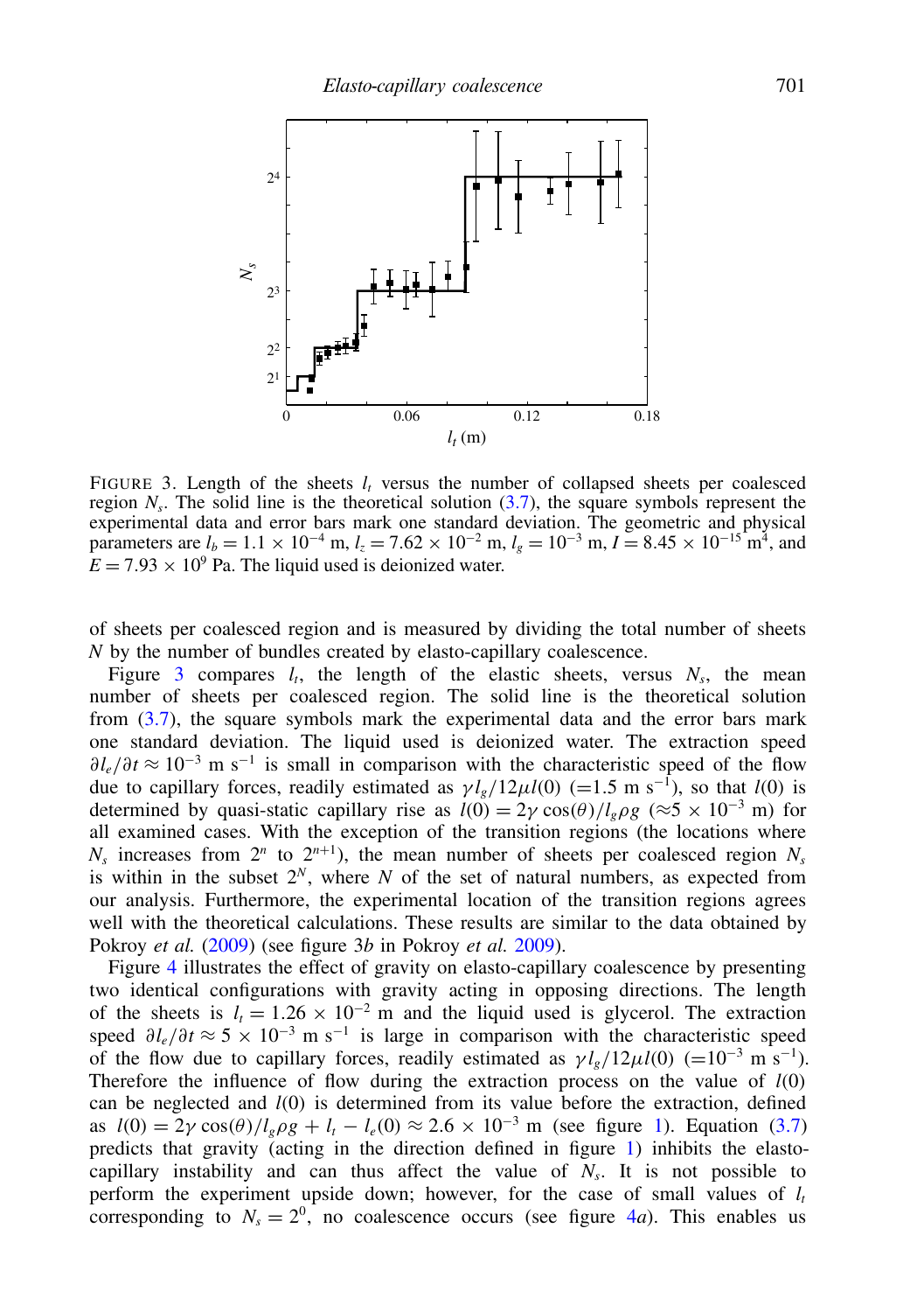FIGURE 3. Length of the sheets $l_t$ versus the number of collapsed sheets per coalesced region $N_s$. The solid line is the theoretical solution (3.7), the square symbols represent the experimental data and error bars mark one standard deviation. The geometric and physical parameters are $l_b = 1.1 \times 10^{-4}$ m, $l_z = 7.62 \times 10^{-2}$ m, $l_g = 10^{-3}$ m, $I = 8.45 \times 10^{-15}$ m$^4$, and $E = 7.93 \times 10^9$ Pa. The liquid used is deionized water.

of sheets per coalesced region and is measured by dividing the total number of sheets $N$ by the number of bundles created by elasto-capillary coalescence.

Figure 3 compares $l_t$, the length of the elastic sheets, versus $N_s$, the mean number of sheets per coalesced region. The solid line is the theoretical solution from (3.7), the square symbols mark the experimental data and the error bars mark one standard deviation. The liquid used is deionized water. The extraction speed $\partial l_e/\partial t \approx 10^{-3}$ m s$^{-1}$ is small in comparison with the characteristic speed of the flow due to capillary forces, readily estimated as $\gamma l_g/12\mu l(0)$ ($=1.5$ m s$^{-1}$), so that $l(0)$ is determined by quasi-static capillary rise as $l(0) = 2\gamma\cos(\theta)/l_g\rho g$ ($\approx 5 \times 10^{-3}$ m) for all examined cases. With the exception of the transition regions (the locations where $N_s$ increases from $2^n$ to $2^{n+1}$), the mean number of sheets per coalesced region $N_s$ is within in the subset $2^N$, where $N$ of the set of natural numbers, as expected from our analysis. Furthermore, the experimental location of the transition regions agrees well with the theoretical calculations. These results are similar to the data obtained by Pokroy *et al.* (2009) (see figure 3*b* in Pokroy *et al.* 2009).

Figure 4 illustrates the effect of gravity on elasto-capillary coalescence by presenting two identical configurations with gravity acting in opposing directions. The length of the sheets is $l_t = 1.26 \times 10^{-2}$ m and the liquid used is glycerol. The extraction speed $\partial l_e/\partial t \approx 5 \times 10^{-3}$ m s$^{-1}$ is large in comparison with the characteristic speed of the flow due to capillary forces, readily estimated as $\gamma l_g/12\mu l(0)$ ($=10^{-3}$ m s$^{-1}$). Therefore the influence of flow during the extraction process on the value of $l(0)$ can be neglected and $l(0)$ is determined from its value before the extraction, defined as $l(0) = 2\gamma\cos(\theta)/l_g\rho g + l_t - l_e(0) \approx 2.6 \times 10^{-3}$ m (see figure 1). Equation (3.7) predicts that gravity (acting in the direction defined in figure 1) inhibits the elasto-capillary instability and can thus affect the value of $N_s$. It is not possible to perform the experiment upside down; however, for the case of small values of $l_t$ corresponding to $N_s = 2^0$, no coalescence occurs (see figure 4*a*). This enables us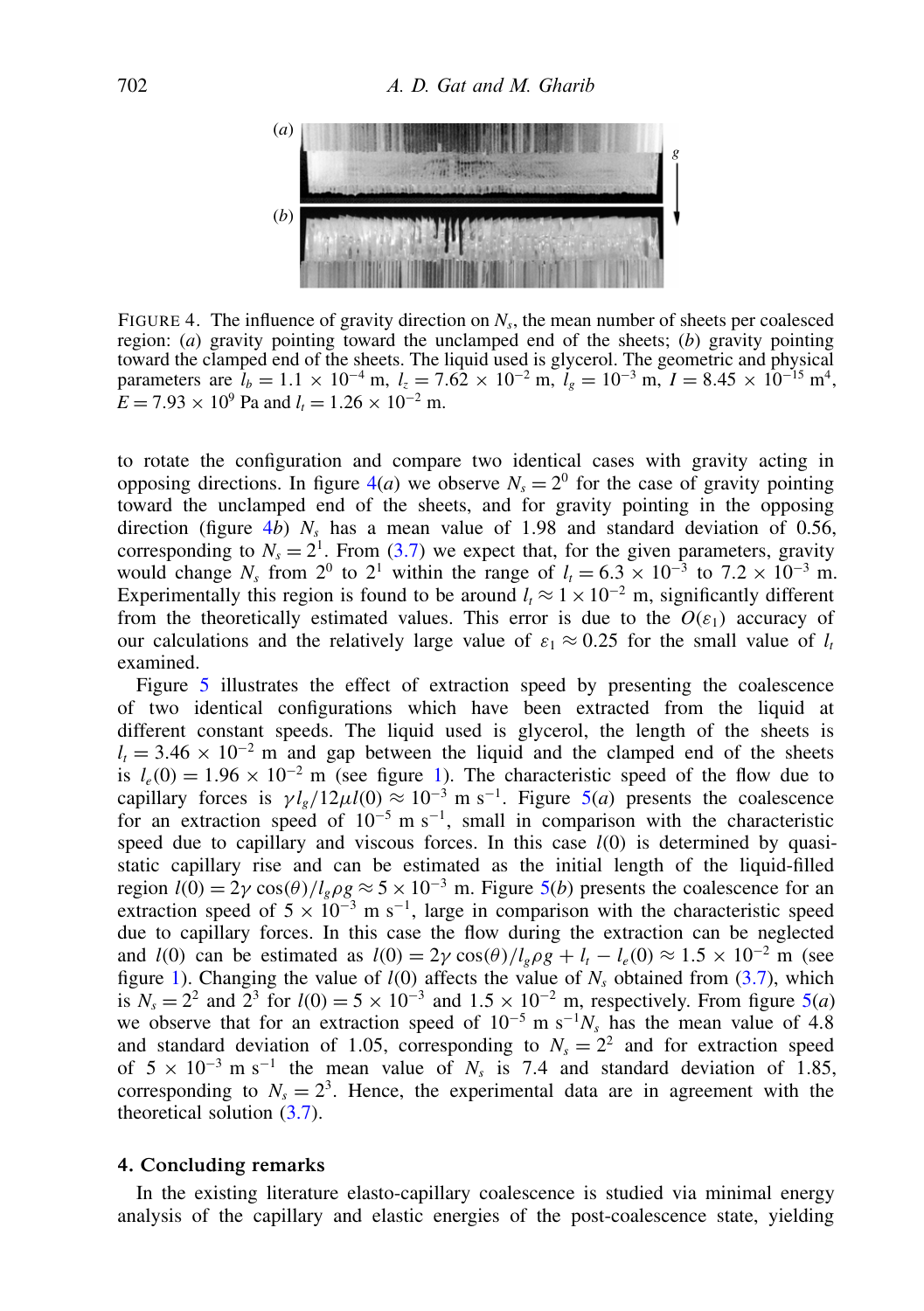FIGURE 4. The influence of gravity direction on $N_s$, the mean number of sheets per coalesced region: (*a*) gravity pointing toward the unclamped end of the sheets; (*b*) gravity pointing toward the clamped end of the sheets. The liquid used is glycerol. The geometric and physical parameters are $l_b = 1.1 \times 10^{-4}$ m, $l_z = 7.62 \times 10^{-2}$ m, $l_g = 10^{-3}$ m, $I = 8.45 \times 10^{-15}$ m$^4$, $E = 7.93 \times 10^9$ Pa and $l_t = 1.26 \times 10^{-2}$ m.

to rotate the configuration and compare two identical cases with gravity acting in opposing directions. In figure 4(*a*) we observe $N_s = 2^0$ for the case of gravity pointing toward the unclamped end of the sheets, and for gravity pointing in the opposing direction (figure 4*b*) $N_s$ has a mean value of 1.98 and standard deviation of 0.56, corresponding to $N_s = 2^1$. From (3.7) we expect that, for the given parameters, gravity would change $N_s$ from $2^0$ to $2^1$ within the range of $l_t = 6.3 \times 10^{-3}$ to $7.2 \times 10^{-3}$ m. Experimentally this region is found to be around $l_t \approx 1 \times 10^{-2}$ m, significantly different from the theoretically estimated values. This error is due to the $O(\varepsilon_1)$ accuracy of our calculations and the relatively large value of $\varepsilon_1 \approx 0.25$ for the small value of $l_t$ examined.

Figure 5 illustrates the effect of extraction speed by presenting the coalescence of two identical configurations which have been extracted from the liquid at different constant speeds. The liquid used is glycerol, the length of the sheets is $l_t = 3.46 \times 10^{-2}$ m and gap between the liquid and the clamped end of the sheets is $l_e(0) = 1.96 \times 10^{-2}$ m (see figure 1). The characteristic speed of the flow due to capillary forces is $\gamma l_g / 12\mu l(0) \approx 10^{-3}$ m s$^{-1}$. Figure 5(*a*) presents the coalescence for an extraction speed of $10^{-5}$ m s$^{-1}$, small in comparison with the characteristic speed due to capillary and viscous forces. In this case $l(0)$ is determined by quasi-static capillary rise and can be estimated as the initial length of the liquid-filled region $l(0) = 2\gamma \cos(\theta)/l_g \rho g \approx 5 \times 10^{-3}$ m. Figure 5(*b*) presents the coalescence for an extraction speed of $5 \times 10^{-3}$ m s$^{-1}$, large in comparison with the characteristic speed due to capillary forces. In this case the flow during the extraction can be neglected and $l(0)$ can be estimated as $l(0) = 2\gamma \cos(\theta)/l_g \rho g + l_t - l_e(0) \approx 1.5 \times 10^{-2}$ m (see figure 1). Changing the value of $l(0)$ affects the value of $N_s$ obtained from (3.7), which is $N_s = 2^2$ and $2^3$ for $l(0) = 5 \times 10^{-3}$ and $1.5 \times 10^{-2}$ m, respectively. From figure 5(*a*) we observe that for an extraction speed of $10^{-5}$ m s$^{-1}$ $N_s$ has the mean value of 4.8 and standard deviation of 1.05, corresponding to $N_s = 2^2$ and for extraction speed of $5 \times 10^{-3}$ m s$^{-1}$ the mean value of $N_s$ is 7.4 and standard deviation of 1.85, corresponding to $N_s = 2^3$. Hence, the experimental data are in agreement with the theoretical solution (3.7).

## 4. Concluding remarks

In the existing literature elasto-capillary coalescence is studied via minimal energy analysis of the capillary and elastic energies of the post-coalescence state, yielding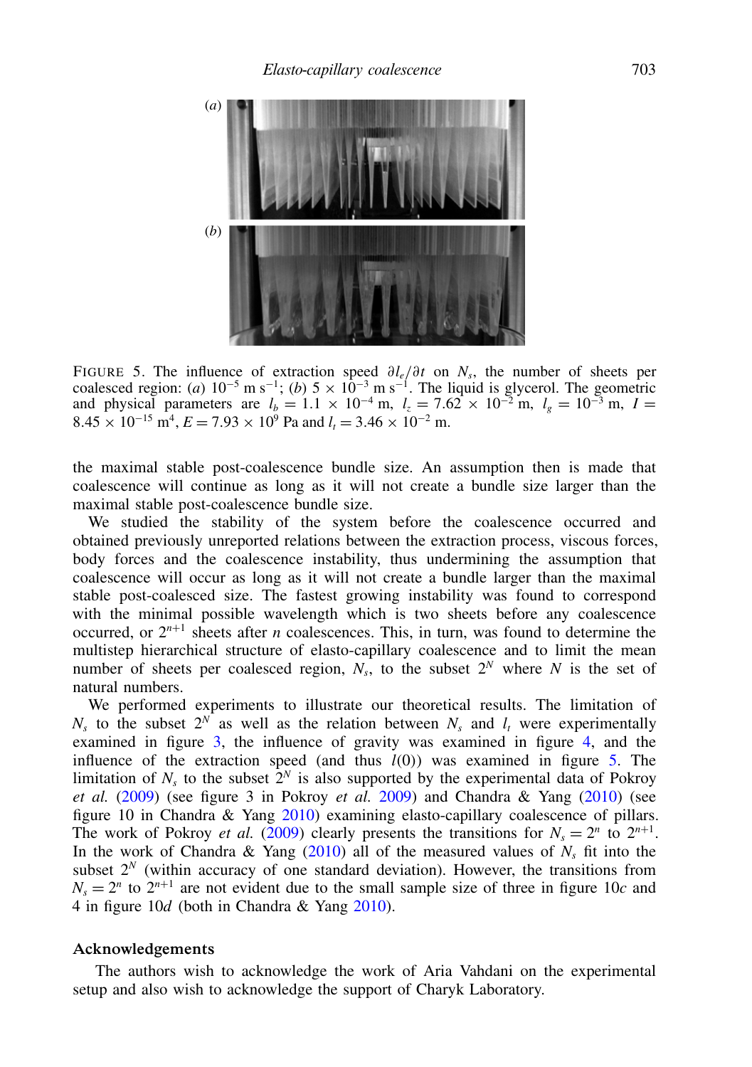FIGURE 5. The influence of extraction speed $\partial l_e/\partial t$ on $N_s$, the number of sheets per coalesced region: (*a*) $10^{-5}$ m s$^{-1}$; (*b*) $5 \times 10^{-3}$ m s$^{-1}$. The liquid is glycerol. The geometric and physical parameters are $l_b = 1.1 \times 10^{-4}$ m, $l_z = 7.62 \times 10^{-2}$ m, $l_g = 10^{-3}$ m, $I = 8.45 \times 10^{-15}$ m$^4$, $E = 7.93 \times 10^9$ Pa and $l_t = 3.46 \times 10^{-2}$ m.

the maximal stable post-coalescence bundle size. An assumption then is made that coalescence will continue as long as it will not create a bundle size larger than the maximal stable post-coalescence bundle size.

We studied the stability of the system before the coalescence occurred and obtained previously unreported relations between the extraction process, viscous forces, body forces and the coalescence instability, thus undermining the assumption that coalescence will occur as long as it will not create a bundle larger than the maximal stable post-coalesced size. The fastest growing instability was found to correspond with the minimal possible wavelength which is two sheets before any coalescence occurred, or $2^{n+1}$ sheets after $n$ coalescences. This, in turn, was found to determine the multistep hierarchical structure of elasto-capillary coalescence and to limit the mean number of sheets per coalesced region, $N_s$, to the subset $2^N$ where $N$ is the set of natural numbers.

We performed experiments to illustrate our theoretical results. The limitation of $N_s$ to the subset $2^N$ as well as the relation between $N_s$ and $l_t$ were experimentally examined in figure 3, the influence of gravity was examined in figure 4, and the influence of the extraction speed (and thus $l(0)$) was examined in figure 5. The limitation of $N_s$ to the subset $2^N$ is also supported by the experimental data of Pokroy *et al.* (2009) (see figure 3 in Pokroy *et al.* 2009) and Chandra & Yang (2010) (see figure 10 in Chandra & Yang 2010) examining elasto-capillary coalescence of pillars. The work of Pokroy *et al.* (2009) clearly presents the transitions for $N_s = 2^n$ to $2^{n+1}$. In the work of Chandra & Yang (2010) all of the measured values of $N_s$ fit into the subset $2^N$ (within accuracy of one standard deviation). However, the transitions from $N_s = 2^n$ to $2^{n+1}$ are not evident due to the small sample size of three in figure 10*c* and 4 in figure 10*d* (both in Chandra & Yang 2010).

## Acknowledgements

The authors wish to acknowledge the work of Aria Vahdani on the experimental setup and also wish to acknowledge the support of Charyk Laboratory.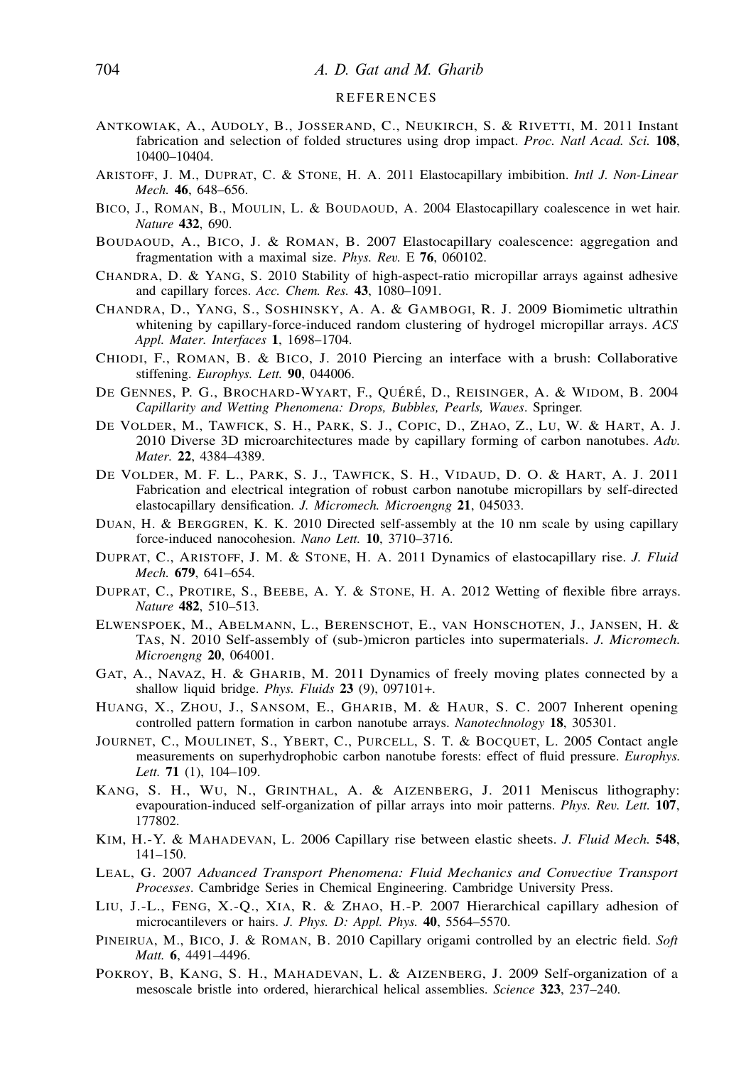## REFERENCES

ANTKOWIAK, A., AUDOLY, B., JOSSERAND, C., NEUKIRCH, S. & RIVETTI, M. 2011 Instant fabrication and selection of folded structures using drop impact. *Proc. Natl Acad. Sci.* **108**, 10400–10404.

ARISTOFF, J. M., DUPRAT, C. & STONE, H. A. 2011 Elastocapillary imbibition. *Intl J. Non-Linear Mech.* **46**, 648–656.

BICO, J., ROMAN, B., MOULIN, L. & BOUDAOUD, A. 2004 Elastocapillary coalescence in wet hair. *Nature* **432**, 690.

BOUDAOUD, A., BICO, J. & ROMAN, B. 2007 Elastocapillary coalescence: aggregation and fragmentation with a maximal size. *Phys. Rev.* E **76**, 060102.

CHANDRA, D. & YANG, S. 2010 Stability of high-aspect-ratio micropillar arrays against adhesive and capillary forces. *Acc. Chem. Res.* **43**, 1080–1091.

CHANDRA, D., YANG, S., SOSHINSKY, A. A. & GAMBOGI, R. J. 2009 Biomimetic ultrathin whitening by capillary-force-induced random clustering of hydrogel micropillar arrays. *ACS Appl. Mater. Interfaces* **1**, 1698–1704.

CHIODI, F., ROMAN, B. & BICO, J. 2010 Piercing an interface with a brush: Collaborative stiffening. *Europhys. Lett.* **90**, 044006.

DE GENNES, P. G., BROCHARD-WYART, F., QUÉRÉ, D., REISINGER, A. & WIDOM, B. 2004 *Capillarity and Wetting Phenomena: Drops, Bubbles, Pearls, Waves*. Springer.

DE VOLDER, M., TAWFICK, S. H., PARK, S. J., COPIC, D., ZHAO, Z., LU, W. & HART, A. J. 2010 Diverse 3D microarchitectures made by capillary forming of carbon nanotubes. *Adv. Mater.* **22**, 4384–4389.

DE VOLDER, M. F. L., PARK, S. J., TAWFICK, S. H., VIDAUD, D. O. & HART, A. J. 2011 Fabrication and electrical integration of robust carbon nanotube micropillars by self-directed elastocapillary densification. *J. Micromech. Microengng* **21**, 045033.

DUAN, H. & BERGGREN, K. K. 2010 Directed self-assembly at the 10 nm scale by using capillary force-induced nanocohesion. *Nano Lett.* **10**, 3710–3716.

DUPRAT, C., ARISTOFF, J. M. & STONE, H. A. 2011 Dynamics of elastocapillary rise. *J. Fluid Mech.* **679**, 641–654.

DUPRAT, C., PROTIRE, S., BEEBE, A. Y. & STONE, H. A. 2012 Wetting of flexible fibre arrays. *Nature* **482**, 510–513.

ELWENSPOEK, M., ABELMANN, L., BERENSCHOT, E., VAN HONSCHOTEN, J., JANSEN, H. & TAS, N. 2010 Self-assembly of (sub-)micron particles into supermaterials. *J. Micromech. Microengng* **20**, 064001.

GAT, A., NAVAZ, H. & GHARIB, M. 2011 Dynamics of freely moving plates connected by a shallow liquid bridge. *Phys. Fluids* **23** (9), 097101+.

HUANG, X., ZHOU, J., SANSOM, E., GHARIB, M. & HAUR, S. C. 2007 Inherent opening controlled pattern formation in carbon nanotube arrays. *Nanotechnology* **18**, 305301.

JOURNET, C., MOULINET, S., YBERT, C., PURCELL, S. T. & BOCQUET, L. 2005 Contact angle measurements on superhydrophobic carbon nanotube forests: effect of fluid pressure. *Europhys. Lett.* **71** (1), 104–109.

KANG, S. H., WU, N., GRINTHAL, A. & AIZENBERG, J. 2011 Meniscus lithography: evapouration-induced self-organization of pillar arrays into moir patterns. *Phys. Rev. Lett.* **107**, 177802.

KIM, H.-Y. & MAHADEVAN, L. 2006 Capillary rise between elastic sheets. *J. Fluid Mech.* **548**, 141–150.

LEAL, G. 2007 *Advanced Transport Phenomena: Fluid Mechanics and Convective Transport Processes*. Cambridge Series in Chemical Engineering. Cambridge University Press.

LIU, J.-L., FENG, X.-Q., XIA, R. & ZHAO, H.-P. 2007 Hierarchical capillary adhesion of microcantilevers or hairs. *J. Phys. D: Appl. Phys.* **40**, 5564–5570.

PINEIRUA, M., BICO, J. & ROMAN, B. 2010 Capillary origami controlled by an electric field. *Soft Matt.* **6**, 4491–4496.

POKROY, B, KANG, S. H., MAHADEVAN, L. & AIZENBERG, J. 2009 Self-organization of a mesoscale bristle into ordered, hierarchical helical assemblies. *Science* **323**, 237–240.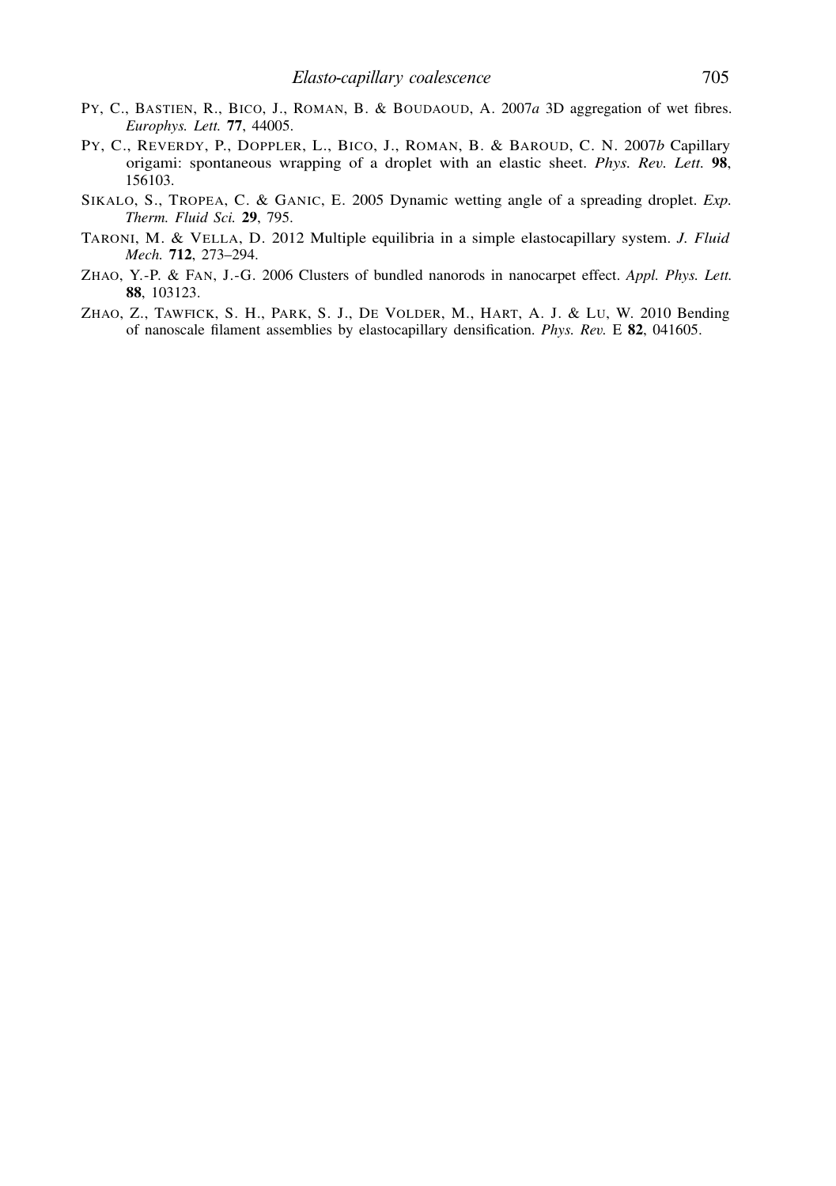Py, C., Bastien, R., Bico, J., Roman, B. & Boudaoud, A. 2007*a* 3D aggregation of wet fibres. *Europhys. Lett.* **77**, 44005.

Py, C., Reverdy, P., Doppler, L., Bico, J., Roman, B. & Baroud, C. N. 2007*b* Capillary origami: spontaneous wrapping of a droplet with an elastic sheet. *Phys. Rev. Lett.* **98**, 156103.

Sikalo, S., Tropea, C. & Ganic, E. 2005 Dynamic wetting angle of a spreading droplet. *Exp. Therm. Fluid Sci.* **29**, 795.

Taroni, M. & Vella, D. 2012 Multiple equilibria in a simple elastocapillary system. *J. Fluid Mech.* **712**, 273–294.

Zhao, Y.-P. & Fan, J.-G. 2006 Clusters of bundled nanorods in nanocarpet effect. *Appl. Phys. Lett.* **88**, 103123.

Zhao, Z., Tawfick, S. H., Park, S. J., De Volder, M., Hart, A. J. & Lu, W. 2010 Bending of nanoscale filament assemblies by elastocapillary densification. *Phys. Rev.* E **82**, 041605.